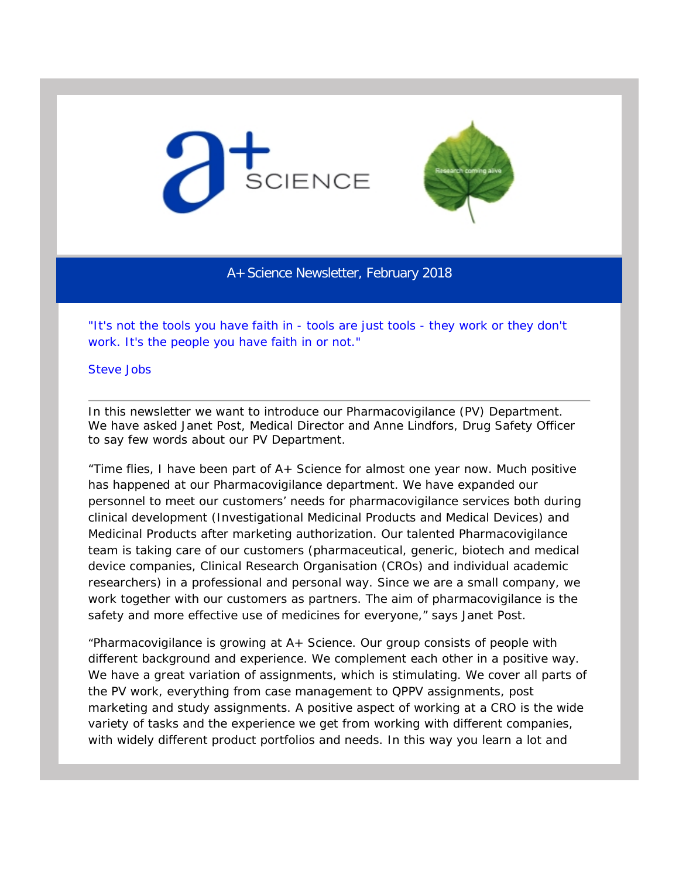A+ Science Newsletter, February 2018

"It's not the tools you have faith in - tools are just tools - they work or they don't work. It's the people you have faith in or not."

Steve Jobs

---

In this newsletter we want to introduce our Pharmacovigilance (PV) Department. We have asked Janet Post, Medical Director and Anne Lindfors, Drug Safety Officer to say few words about our PV Department.

"Time flies, I have been part of A+ Science for almost one year now. Much positive has happened at our Pharmacovigilance department. We have expanded our personnel to meet our customers' needs for pharmacovigilance services both during clinical development (Investigational Medicinal Products and Medical Devices) and Medicinal Products after marketing authorization. Our talented Pharmacovigilance team is taking care of our customers (pharmaceutical, generic, biotech and medical device companies, Clinical Research Organisation (CROs) and individual academic researchers) in a professional and personal way. Since we are a small company, we work together with our customers as partners. The aim of pharmacovigilance is the safety and more effective use of medicines for everyone," says Janet Post.

"Pharmacovigilance is growing at A+ Science. Our group consists of people with different background and experience. We complement each other in a positive way. We have a great variation of assignments, which is stimulating. We cover all parts of the PV work, everything from case management to QPPV assignments, post marketing and study assignments. A positive aspect of working at a CRO is the wide variety of tasks and the experience we get from working with different companies, with widely different product portfolios and needs. In this way you learn a lot and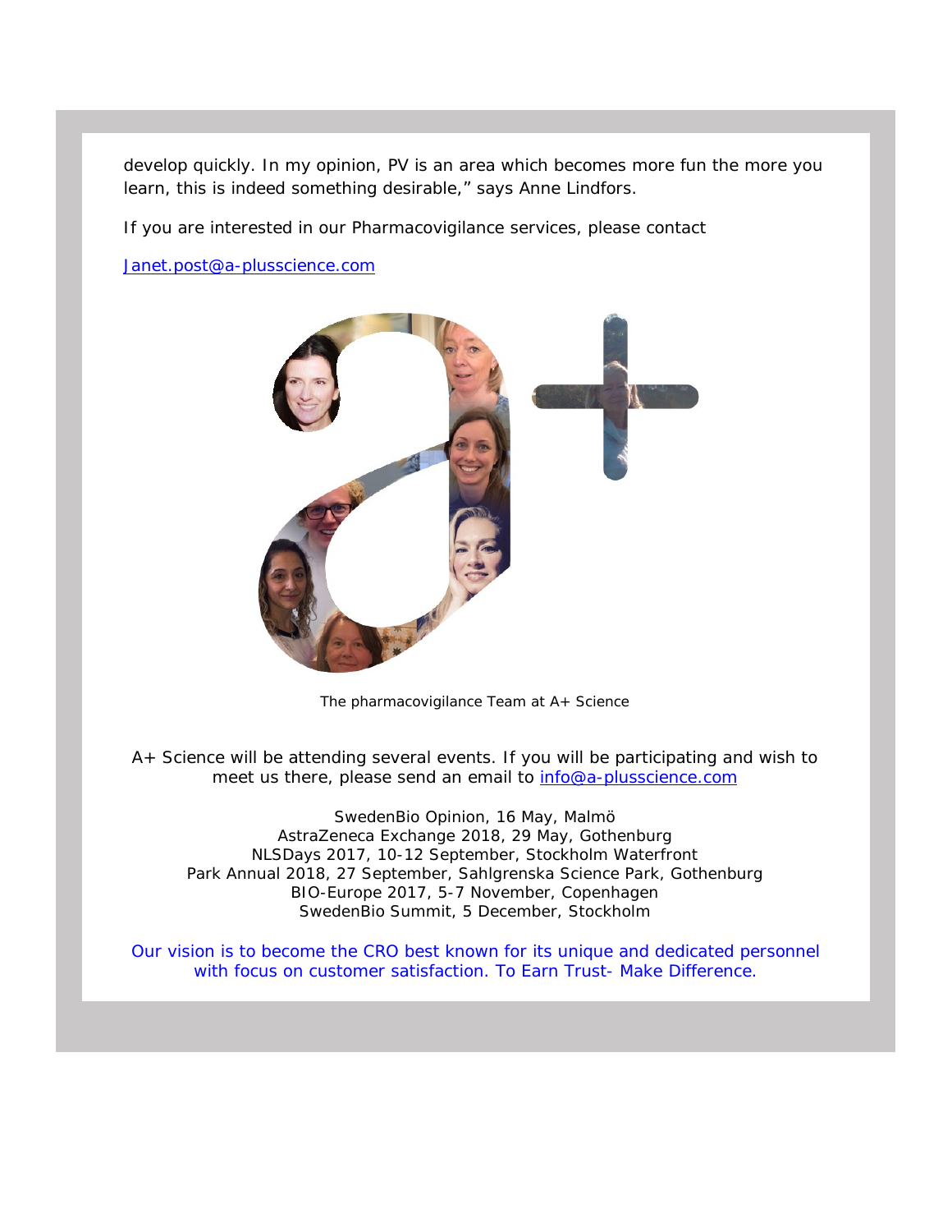develop quickly. In my opinion, PV is an area which becomes more fun the more you learn, this is indeed something desirable," says Anne Lindfors.

If you are interested in our Pharmacovigilance services, please contact

Janet.post@a-plusscience.com

The pharmacovigilance Team at A+ Science

A+ Science will be attending several events. If you will be participating and wish to meet us there, please send an email to info@a-plusscience.com

SwedenBio Opinion, 16 May, Malmö
AstraZeneca Exchange 2018, 29 May, Gothenburg
NLSDays 2017, 10-12 September, Stockholm Waterfront
Park Annual 2018, 27 September, Sahlgrenska Science Park, Gothenburg
BIO-Europe 2017, 5-7 November, Copenhagen
SwedenBio Summit, 5 December, Stockholm

Our vision is to become the CRO best known for its unique and dedicated personnel with focus on customer satisfaction. To Earn Trust- Make Difference.